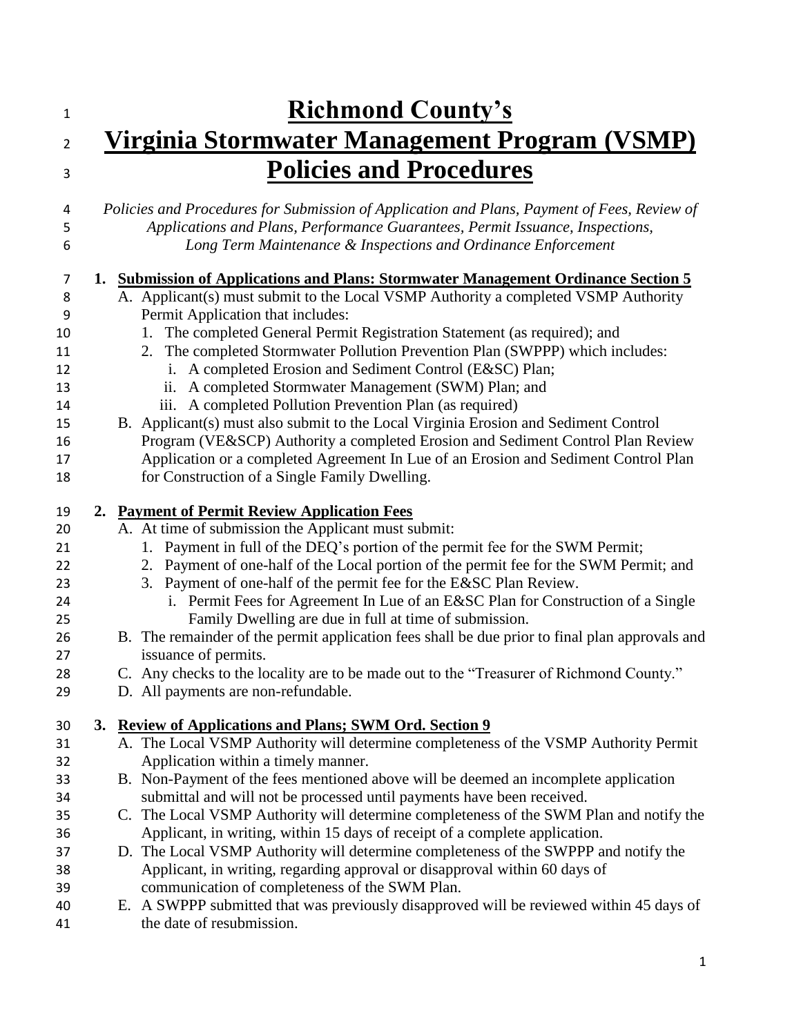# Richmond County's Virginia Stormwater Management Program (VSMP) Policies and Procedures

*Policies and Procedures for Submission of Application and Plans, Payment of Fees, Review of Applications and Plans, Performance Guarantees, Permit Issuance, Inspections, Long Term Maintenance & Inspections and Ordinance Enforcement*

1. **Submission of Applications and Plans: Stormwater Management Ordinance Section 5**
   - A. Applicant(s) must submit to the Local VSMP Authority a completed VSMP Authority Permit Application that includes:
     1. The completed General Permit Registration Statement (as required); and
     2. The completed Stormwater Pollution Prevention Plan (SWPPP) which includes:
        - i. A completed Erosion and Sediment Control (E&SC) Plan;
        - ii. A completed Stormwater Management (SWM) Plan; and
        - iii. A completed Pollution Prevention Plan (as required)
   - B. Applicant(s) must also submit to the Local Virginia Erosion and Sediment Control Program (VE&SCP) Authority a completed Erosion and Sediment Control Plan Review Application or a completed Agreement In Lue of an Erosion and Sediment Control Plan for Construction of a Single Family Dwelling.

2. **Payment of Permit Review Application Fees**
   - A. At time of submission the Applicant must submit:
     1. Payment in full of the DEQ's portion of the permit fee for the SWM Permit;
     2. Payment of one-half of the Local portion of the permit fee for the SWM Permit; and
     3. Payment of one-half of the permit fee for the E&SC Plan Review.
        - i. Permit Fees for Agreement In Lue of an E&SC Plan for Construction of a Single Family Dwelling are due in full at time of submission.
   - B. The remainder of the permit application fees shall be due prior to final plan approvals and issuance of permits.
   - C. Any checks to the locality are to be made out to the "Treasurer of Richmond County."
   - D. All payments are non-refundable.

3. **Review of Applications and Plans; SWM Ord. Section 9**
   - A. The Local VSMP Authority will determine completeness of the VSMP Authority Permit Application within a timely manner.
   - B. Non-Payment of the fees mentioned above will be deemed an incomplete application submittal and will not be processed until payments have been received.
   - C. The Local VSMP Authority will determine completeness of the SWM Plan and notify the Applicant, in writing, within 15 days of receipt of a complete application.
   - D. The Local VSMP Authority will determine completeness of the SWPPP and notify the Applicant, in writing, regarding approval or disapproval within 60 days of communication of completeness of the SWM Plan.
   - E. A SWPPP submitted that was previously disapproved will be reviewed within 45 days of the date of resubmission.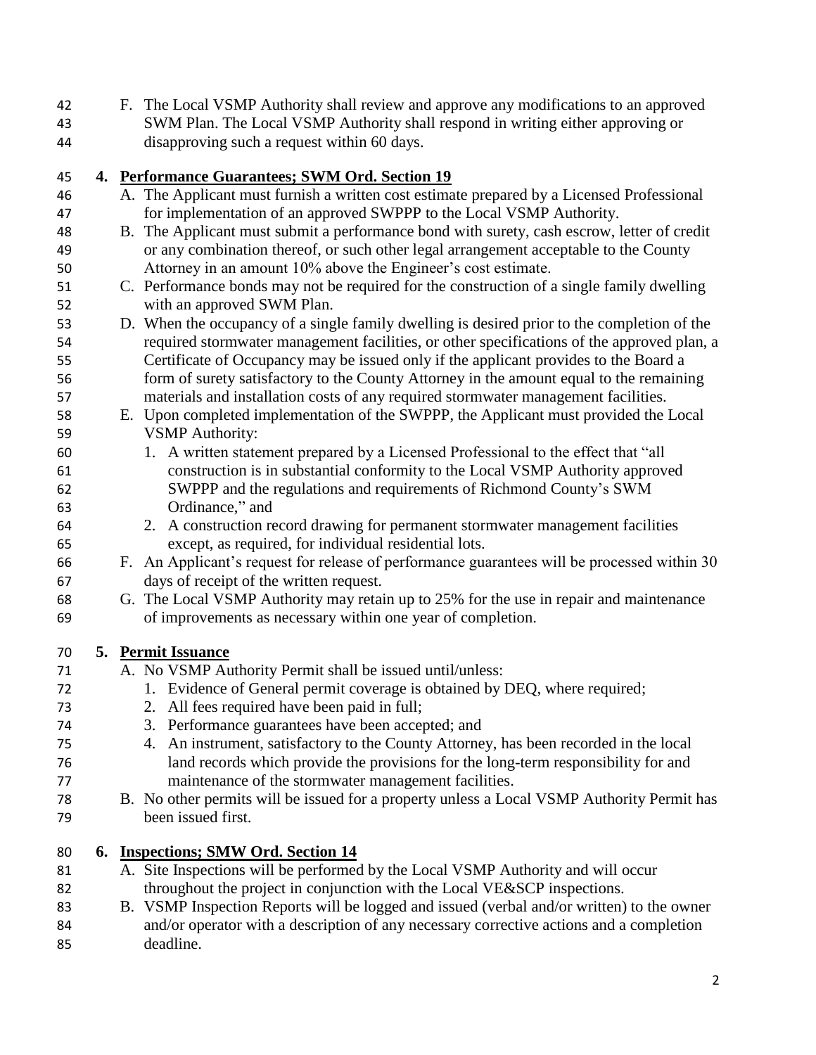F. The Local VSMP Authority shall review and approve any modifications to an approved SWM Plan. The Local VSMP Authority shall respond in writing either approving or disapproving such a request within 60 days.

**4. <u>Performance Guarantees; SWM Ord. Section 19</u>**

A. The Applicant must furnish a written cost estimate prepared by a Licensed Professional for implementation of an approved SWPPP to the Local VSMP Authority.

B. The Applicant must submit a performance bond with surety, cash escrow, letter of credit or any combination thereof, or such other legal arrangement acceptable to the County Attorney in an amount 10% above the Engineer's cost estimate.

C. Performance bonds may not be required for the construction of a single family dwelling with an approved SWM Plan.

D. When the occupancy of a single family dwelling is desired prior to the completion of the required stormwater management facilities, or other specifications of the approved plan, a Certificate of Occupancy may be issued only if the applicant provides to the Board a form of surety satisfactory to the County Attorney in the amount equal to the remaining materials and installation costs of any required stormwater management facilities.

E. Upon completed implementation of the SWPPP, the Applicant must provided the Local VSMP Authority:

1. A written statement prepared by a Licensed Professional to the effect that "all construction is in substantial conformity to the Local VSMP Authority approved SWPPP and the regulations and requirements of Richmond County's SWM Ordinance," and
2. A construction record drawing for permanent stormwater management facilities except, as required, for individual residential lots.

F. An Applicant's request for release of performance guarantees will be processed within 30 days of receipt of the written request.

G. The Local VSMP Authority may retain up to 25% for the use in repair and maintenance of improvements as necessary within one year of completion.

**5. <u>Permit Issuance</u>**

A. No VSMP Authority Permit shall be issued until/unless:

1. Evidence of General permit coverage is obtained by DEQ, where required;
2. All fees required have been paid in full;
3. Performance guarantees have been accepted; and
4. An instrument, satisfactory to the County Attorney, has been recorded in the local land records which provide the provisions for the long-term responsibility for and maintenance of the stormwater management facilities.

B. No other permits will be issued for a property unless a Local VSMP Authority Permit has been issued first.

**6. <u>Inspections; SMW Ord. Section 14</u>**

A. Site Inspections will be performed by the Local VSMP Authority and will occur throughout the project in conjunction with the Local VE&SCP inspections.

B. VSMP Inspection Reports will be logged and issued (verbal and/or written) to the owner and/or operator with a description of any necessary corrective actions and a completion deadline.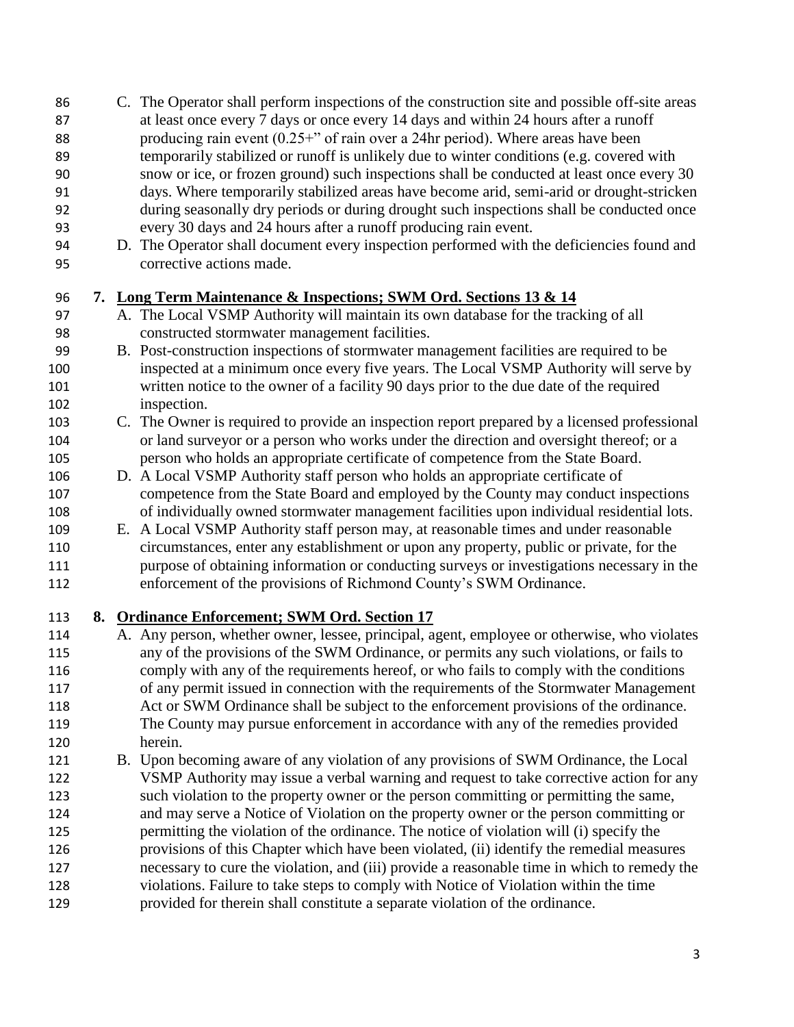C. The Operator shall perform inspections of the construction site and possible off-site areas at least once every 7 days or once every 14 days and within 24 hours after a runoff producing rain event (0.25+" of rain over a 24hr period). Where areas have been temporarily stabilized or runoff is unlikely due to winter conditions (e.g. covered with snow or ice, or frozen ground) such inspections shall be conducted at least once every 30 days. Where temporarily stabilized areas have become arid, semi-arid or drought-stricken during seasonally dry periods or during drought such inspections shall be conducted once every 30 days and 24 hours after a runoff producing rain event.

D. The Operator shall document every inspection performed with the deficiencies found and corrective actions made.

**7. Long Term Maintenance & Inspections; SWM Ord. Sections 13 & 14**

A. The Local VSMP Authority will maintain its own database for the tracking of all constructed stormwater management facilities.

B. Post-construction inspections of stormwater management facilities are required to be inspected at a minimum once every five years. The Local VSMP Authority will serve by written notice to the owner of a facility 90 days prior to the due date of the required inspection.

C. The Owner is required to provide an inspection report prepared by a licensed professional or land surveyor or a person who works under the direction and oversight thereof; or a person who holds an appropriate certificate of competence from the State Board.

D. A Local VSMP Authority staff person who holds an appropriate certificate of competence from the State Board and employed by the County may conduct inspections of individually owned stormwater management facilities upon individual residential lots.

E. A Local VSMP Authority staff person may, at reasonable times and under reasonable circumstances, enter any establishment or upon any property, public or private, for the purpose of obtaining information or conducting surveys or investigations necessary in the enforcement of the provisions of Richmond County's SWM Ordinance.

**8. Ordinance Enforcement; SWM Ord. Section 17**

A. Any person, whether owner, lessee, principal, agent, employee or otherwise, who violates any of the provisions of the SWM Ordinance, or permits any such violations, or fails to comply with any of the requirements hereof, or who fails to comply with the conditions of any permit issued in connection with the requirements of the Stormwater Management Act or SWM Ordinance shall be subject to the enforcement provisions of the ordinance. The County may pursue enforcement in accordance with any of the remedies provided herein.

B. Upon becoming aware of any violation of any provisions of SWM Ordinance, the Local VSMP Authority may issue a verbal warning and request to take corrective action for any such violation to the property owner or the person committing or permitting the same, and may serve a Notice of Violation on the property owner or the person committing or permitting the violation of the ordinance. The notice of violation will (i) specify the provisions of this Chapter which have been violated, (ii) identify the remedial measures necessary to cure the violation, and (iii) provide a reasonable time in which to remedy the violations. Failure to take steps to comply with Notice of Violation within the time provided for therein shall constitute a separate violation of the ordinance.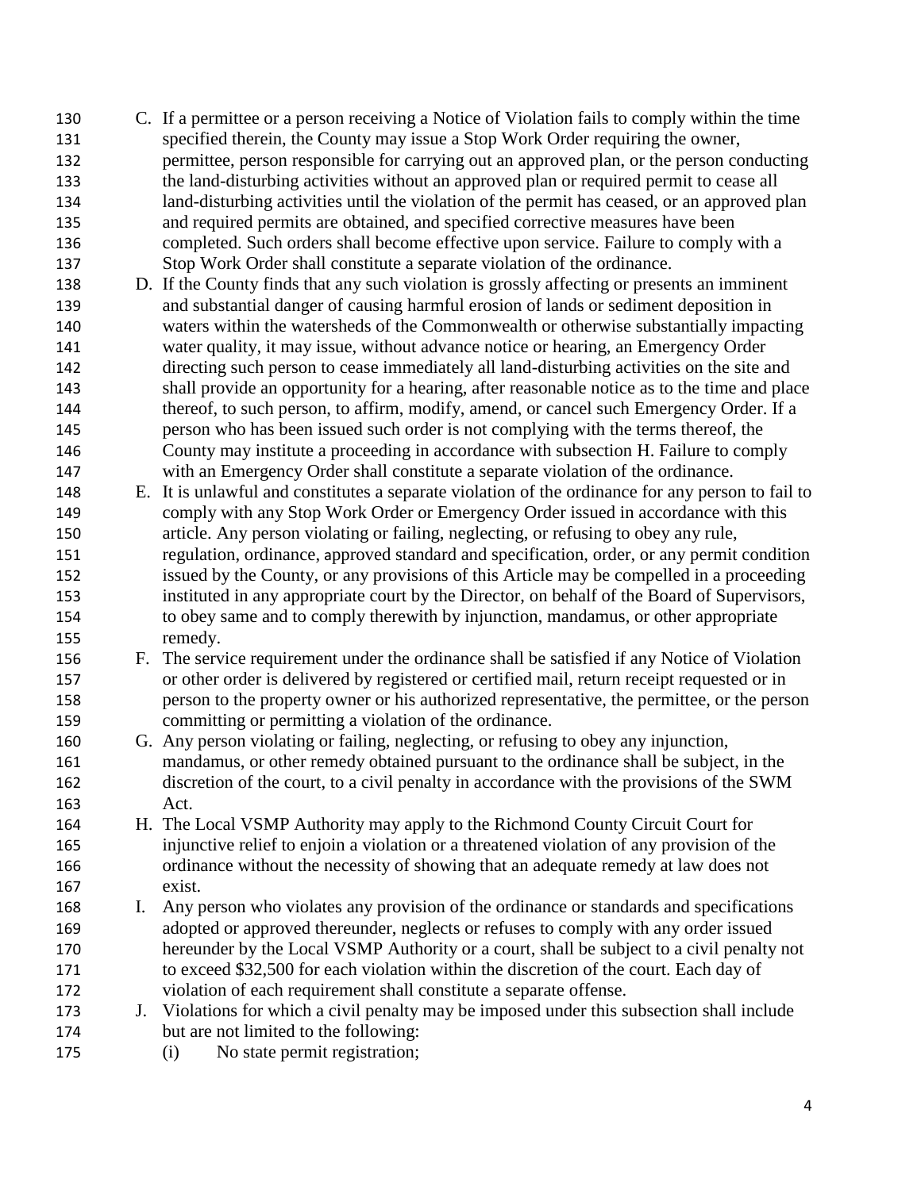C. If a permittee or a person receiving a Notice of Violation fails to comply within the time specified therein, the County may issue a Stop Work Order requiring the owner, permittee, person responsible for carrying out an approved plan, or the person conducting the land-disturbing activities without an approved plan or required permit to cease all land-disturbing activities until the violation of the permit has ceased, or an approved plan and required permits are obtained, and specified corrective measures have been completed. Such orders shall become effective upon service. Failure to comply with a Stop Work Order shall constitute a separate violation of the ordinance.

D. If the County finds that any such violation is grossly affecting or presents an imminent and substantial danger of causing harmful erosion of lands or sediment deposition in waters within the watersheds of the Commonwealth or otherwise substantially impacting water quality, it may issue, without advance notice or hearing, an Emergency Order directing such person to cease immediately all land-disturbing activities on the site and shall provide an opportunity for a hearing, after reasonable notice as to the time and place thereof, to such person, to affirm, modify, amend, or cancel such Emergency Order. If a person who has been issued such order is not complying with the terms thereof, the County may institute a proceeding in accordance with subsection H. Failure to comply with an Emergency Order shall constitute a separate violation of the ordinance.

E. It is unlawful and constitutes a separate violation of the ordinance for any person to fail to comply with any Stop Work Order or Emergency Order issued in accordance with this article. Any person violating or failing, neglecting, or refusing to obey any rule, regulation, ordinance, approved standard and specification, order, or any permit condition issued by the County, or any provisions of this Article may be compelled in a proceeding instituted in any appropriate court by the Director, on behalf of the Board of Supervisors, to obey same and to comply therewith by injunction, mandamus, or other appropriate remedy.

F. The service requirement under the ordinance shall be satisfied if any Notice of Violation or other order is delivered by registered or certified mail, return receipt requested or in person to the property owner or his authorized representative, the permittee, or the person committing or permitting a violation of the ordinance.

G. Any person violating or failing, neglecting, or refusing to obey any injunction, mandamus, or other remedy obtained pursuant to the ordinance shall be subject, in the discretion of the court, to a civil penalty in accordance with the provisions of the SWM Act.

H. The Local VSMP Authority may apply to the Richmond County Circuit Court for injunctive relief to enjoin a violation or a threatened violation of any provision of the ordinance without the necessity of showing that an adequate remedy at law does not exist.

I. Any person who violates any provision of the ordinance or standards and specifications adopted or approved thereunder, neglects or refuses to comply with any order issued hereunder by the Local VSMP Authority or a court, shall be subject to a civil penalty not to exceed $32,500 for each violation within the discretion of the court. Each day of violation of each requirement shall constitute a separate offense.

J. Violations for which a civil penalty may be imposed under this subsection shall include but are not limited to the following:

   (i) No state permit registration;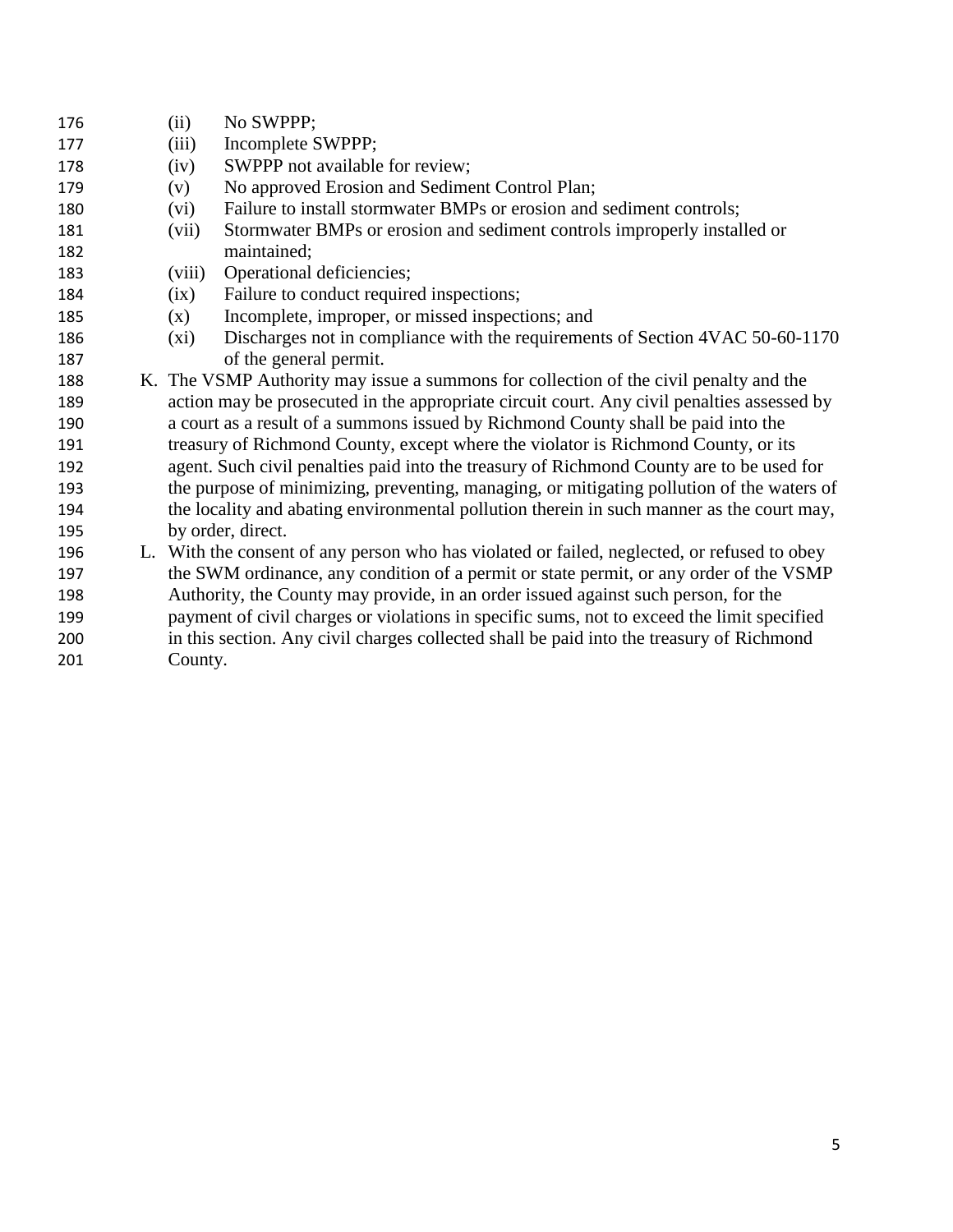(ii) No SWPPP;
(iii) Incomplete SWPPP;
(iv) SWPPP not available for review;
(v) No approved Erosion and Sediment Control Plan;
(vi) Failure to install stormwater BMPs or erosion and sediment controls;
(vii) Stormwater BMPs or erosion and sediment controls improperly installed or maintained;
(viii) Operational deficiencies;
(ix) Failure to conduct required inspections;
(x) Incomplete, improper, or missed inspections; and
(xi) Discharges not in compliance with the requirements of Section 4VAC 50-60-1170 of the general permit.

K. The VSMP Authority may issue a summons for collection of the civil penalty and the action may be prosecuted in the appropriate circuit court. Any civil penalties assessed by a court as a result of a summons issued by Richmond County shall be paid into the treasury of Richmond County, except where the violator is Richmond County, or its agent. Such civil penalties paid into the treasury of Richmond County are to be used for the purpose of minimizing, preventing, managing, or mitigating pollution of the waters of the locality and abating environmental pollution therein in such manner as the court may, by order, direct.

L. With the consent of any person who has violated or failed, neglected, or refused to obey the SWM ordinance, any condition of a permit or state permit, or any order of the VSMP Authority, the County may provide, in an order issued against such person, for the payment of civil charges or violations in specific sums, not to exceed the limit specified in this section. Any civil charges collected shall be paid into the treasury of Richmond County.